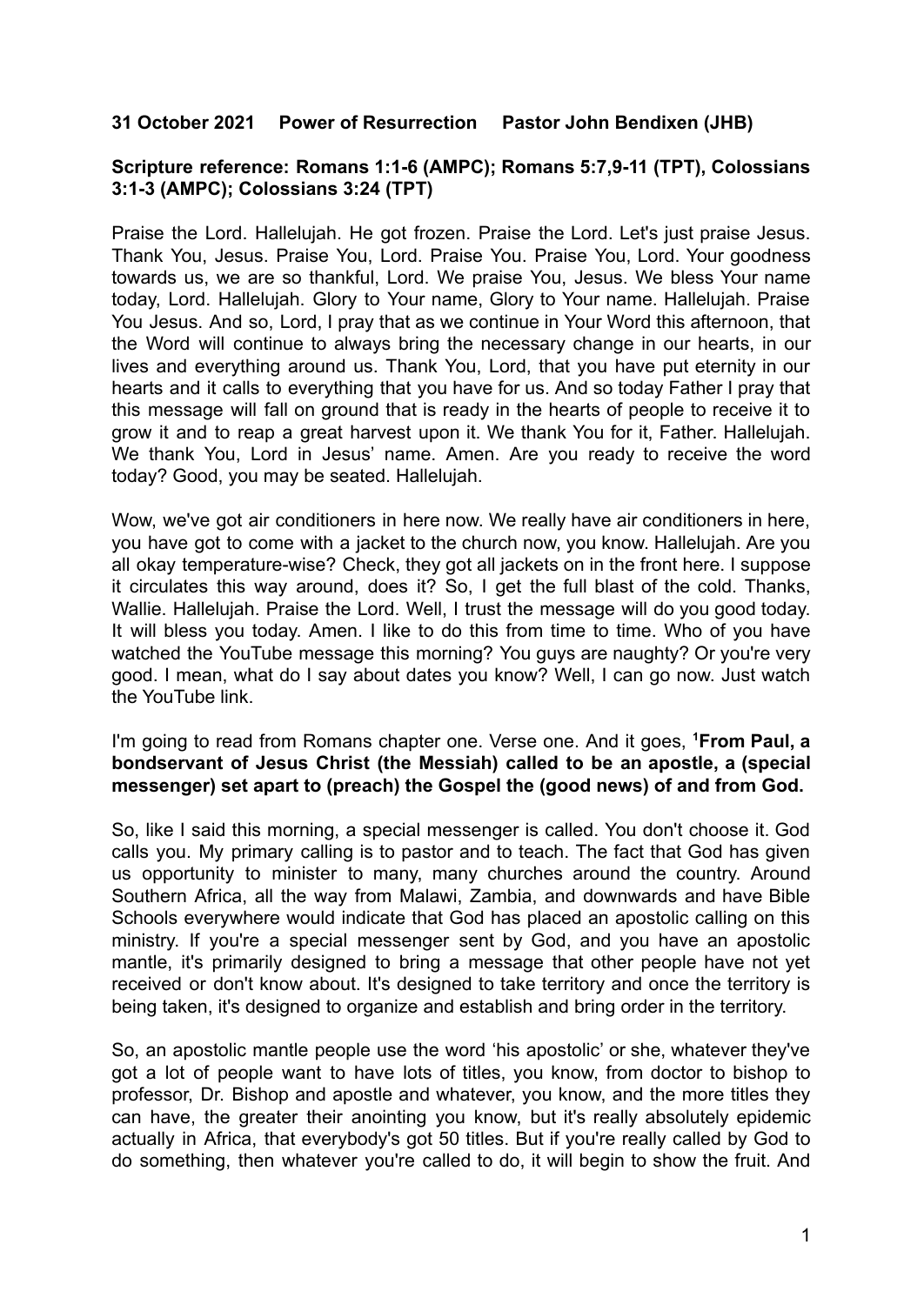**31 October 2021 Power of Resurrection Pastor John Bendixen (JHB)**

**Scripture reference: Romans 1:1-6 (AMPC); Romans 5:7,9-11 (TPT), Colossians 3:1-3 (AMPC); Colossians 3:24 (TPT)**

Praise the Lord. Hallelujah. He got frozen. Praise the Lord. Let's just praise Jesus. Thank You, Jesus. Praise You, Lord. Praise You. Praise You, Lord. Your goodness towards us, we are so thankful, Lord. We praise You, Jesus. We bless Your name today, Lord. Hallelujah. Glory to Your name, Glory to Your name. Hallelujah. Praise You Jesus. And so, Lord, I pray that as we continue in Your Word this afternoon, that the Word will continue to always bring the necessary change in our hearts, in our lives and everything around us. Thank You, Lord, that you have put eternity in our hearts and it calls to everything that you have for us. And so today Father I pray that this message will fall on ground that is ready in the hearts of people to receive it to grow it and to reap a great harvest upon it. We thank You for it, Father. Hallelujah. We thank You, Lord in Jesus' name. Amen. Are you ready to receive the word today? Good, you may be seated. Hallelujah.

Wow, we've got air conditioners in here now. We really have air conditioners in here, you have got to come with a jacket to the church now, you know. Hallelujah. Are you all okay temperature-wise? Check, they got all jackets on in the front here. I suppose it circulates this way around, does it? So, I get the full blast of the cold. Thanks, Wallie. Hallelujah. Praise the Lord. Well, I trust the message will do you good today. It will bless you today. Amen. I like to do this from time to time. Who of you have watched the YouTube message this morning? You guys are naughty? Or you're very good. I mean, what do I say about dates you know? Well, I can go now. Just watch the YouTube link.

I'm going to read from Romans chapter one. Verse one. And it goes, [1]**From Paul, a bondservant of Jesus Christ (the Messiah) called to be an apostle, a (special messenger) set apart to (preach) the Gospel the (good news) of and from God.**

So, like I said this morning, a special messenger is called. You don't choose it. God calls you. My primary calling is to pastor and to teach. The fact that God has given us opportunity to minister to many, many churches around the country. Around Southern Africa, all the way from Malawi, Zambia, and downwards and have Bible Schools everywhere would indicate that God has placed an apostolic calling on this ministry. If you're a special messenger sent by God, and you have an apostolic mantle, it's primarily designed to bring a message that other people have not yet received or don't know about. It's designed to take territory and once the territory is being taken, it's designed to organize and establish and bring order in the territory.

So, an apostolic mantle people use the word 'his apostolic' or she, whatever they've got a lot of people want to have lots of titles, you know, from doctor to bishop to professor, Dr. Bishop and apostle and whatever, you know, and the more titles they can have, the greater their anointing you know, but it's really absolutely epidemic actually in Africa, that everybody's got 50 titles. But if you're really called by God to do something, then whatever you're called to do, it will begin to show the fruit. And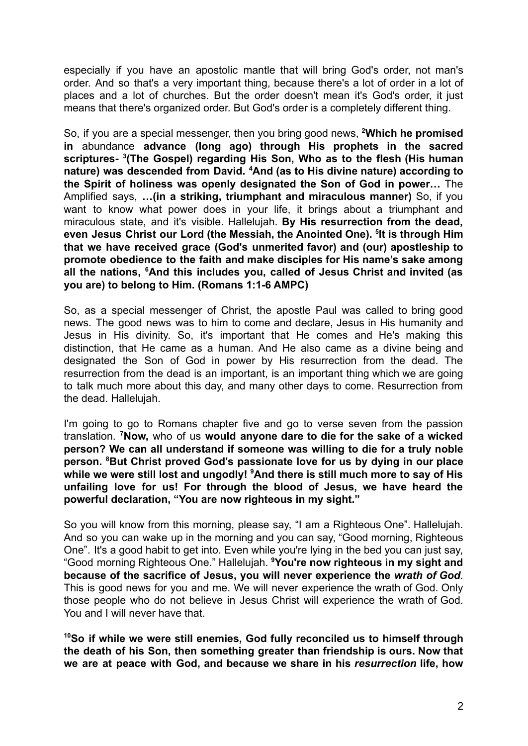especially if you have an apostolic mantle that will bring God's order, not man's order. And so that's a very important thing, because there's a lot of order in a lot of places and a lot of churches. But the order doesn't mean it's God's order, it just means that there's organized order. But God's order is a completely different thing.

So, if you are a special messenger, then you bring good news, [2]**Which he promised in** abundance **advance (long ago) through His prophets in the sacred scriptures-** [3]**(The Gospel) regarding His Son, Who as to the flesh (His human nature) was descended from David.** [4]**And (as to His divine nature) according to the Spirit of holiness was openly designated the Son of God in power…** The Amplified says, **…(in a striking, triumphant and miraculous manner)** So, if you want to know what power does in your life, it brings about a triumphant and miraculous state, and it's visible. Hallelujah. **By His resurrection from the dead, even Jesus Christ our Lord (the Messiah, the Anointed One).** [5]**It is through Him that we have received grace (God's unmerited favor) and (our) apostleship to promote obedience to the faith and make disciples for His name's sake among all the nations,** [6]**And this includes you, called of Jesus Christ and invited (as you are) to belong to Him. (Romans 1:1-6 AMPC)**

So, as a special messenger of Christ, the apostle Paul was called to bring good news. The good news was to him to come and declare, Jesus in His humanity and Jesus in His divinity. So, it's important that He comes and He's making this distinction, that He came as a human. And He also came as a divine being and designated the Son of God in power by His resurrection from the dead. The resurrection from the dead is an important, is an important thing which we are going to talk much more about this day, and many other days to come. Resurrection from the dead. Hallelujah.

I'm going to go to Romans chapter five and go to verse seven from the passion translation. [7]**Now,** who of us **would anyone dare to die for the sake of a wicked person? We can all understand if someone was willing to die for a truly noble person.** [8]**But Christ proved God's passionate love for us by dying in our place while we were still lost and ungodly!** [9]**And there is still much more to say of His unfailing love for us! For through the blood of Jesus, we have heard the powerful declaration, "You are now righteous in my sight."**

So you will know from this morning, please say, "I am a Righteous One". Hallelujah. And so you can wake up in the morning and you can say, "Good morning, Righteous One". It's a good habit to get into. Even while you're lying in the bed you can just say, "Good morning Righteous One." Hallelujah. [9]**You're now righteous in my sight and because of the sacrifice of Jesus, you will never experience the *wrath of God.*** This is good news for you and me. We will never experience the wrath of God. Only those people who do not believe in Jesus Christ will experience the wrath of God. You and I will never have that.

[10]**So if while we were still enemies, God fully reconciled us to himself through the death of his Son, then something greater than friendship is ours. Now that we are at peace with God, and because we share in his *resurrection* life, how**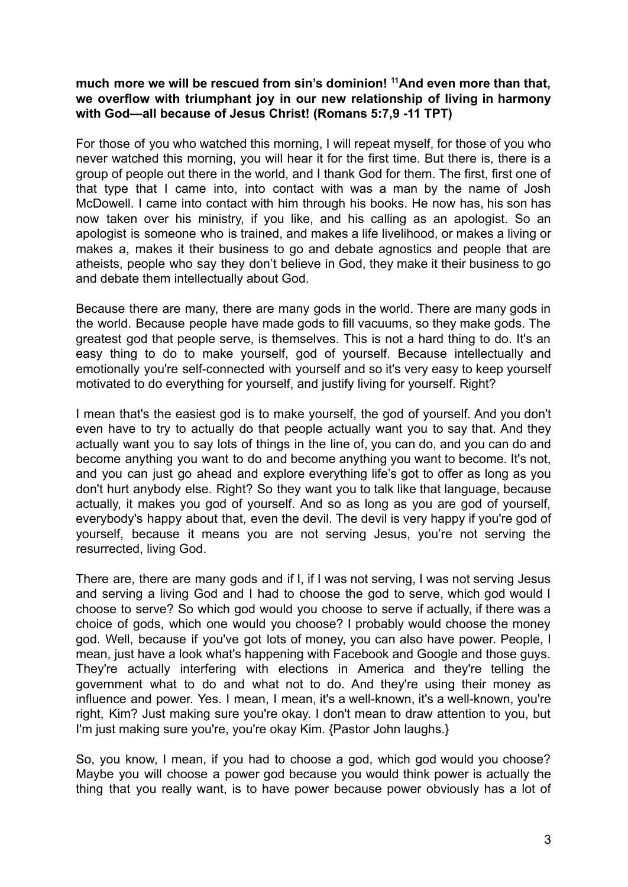**much more we will be rescued from sin's dominion! [11]And even more than that, we overflow with triumphant joy in our new relationship of living in harmony with God—all because of Jesus Christ! (Romans 5:7,9 -11 TPT)**

For those of you who watched this morning, I will repeat myself, for those of you who never watched this morning, you will hear it for the first time. But there is, there is a group of people out there in the world, and I thank God for them. The first, first one of that type that I came into, into contact with was a man by the name of Josh McDowell. I came into contact with him through his books. He now has, his son has now taken over his ministry, if you like, and his calling as an apologist. So an apologist is someone who is trained, and makes a life livelihood, or makes a living or makes a, makes it their business to go and debate agnostics and people that are atheists, people who say they don't believe in God, they make it their business to go and debate them intellectually about God.

Because there are many, there are many gods in the world. There are many gods in the world. Because people have made gods to fill vacuums, so they make gods. The greatest god that people serve, is themselves. This is not a hard thing to do. It's an easy thing to do to make yourself, god of yourself. Because intellectually and emotionally you're self-connected with yourself and so it's very easy to keep yourself motivated to do everything for yourself, and justify living for yourself. Right?

I mean that's the easiest god is to make yourself, the god of yourself. And you don't even have to try to actually do that people actually want you to say that. And they actually want you to say lots of things in the line of, you can do, and you can do and become anything you want to do and become anything you want to become. It's not, and you can just go ahead and explore everything life's got to offer as long as you don't hurt anybody else. Right? So they want you to talk like that language, because actually, it makes you god of yourself. And so as long as you are god of yourself, everybody's happy about that, even the devil. The devil is very happy if you're god of yourself, because it means you are not serving Jesus, you're not serving the resurrected, living God.

There are, there are many gods and if I, if I was not serving, I was not serving Jesus and serving a living God and I had to choose the god to serve, which god would I choose to serve? So which god would you choose to serve if actually, if there was a choice of gods, which one would you choose? I probably would choose the money god. Well, because if you've got lots of money, you can also have power. People, I mean, just have a look what's happening with Facebook and Google and those guys. They're actually interfering with elections in America and they're telling the government what to do and what not to do. And they're using their money as influence and power. Yes. I mean, I mean, it's a well-known, it's a well-known, you're right, Kim? Just making sure you're okay. I don't mean to draw attention to you, but I'm just making sure you're, you're okay Kim. {Pastor John laughs.}

So, you know, I mean, if you had to choose a god, which god would you choose? Maybe you will choose a power god because you would think power is actually the thing that you really want, is to have power because power obviously has a lot of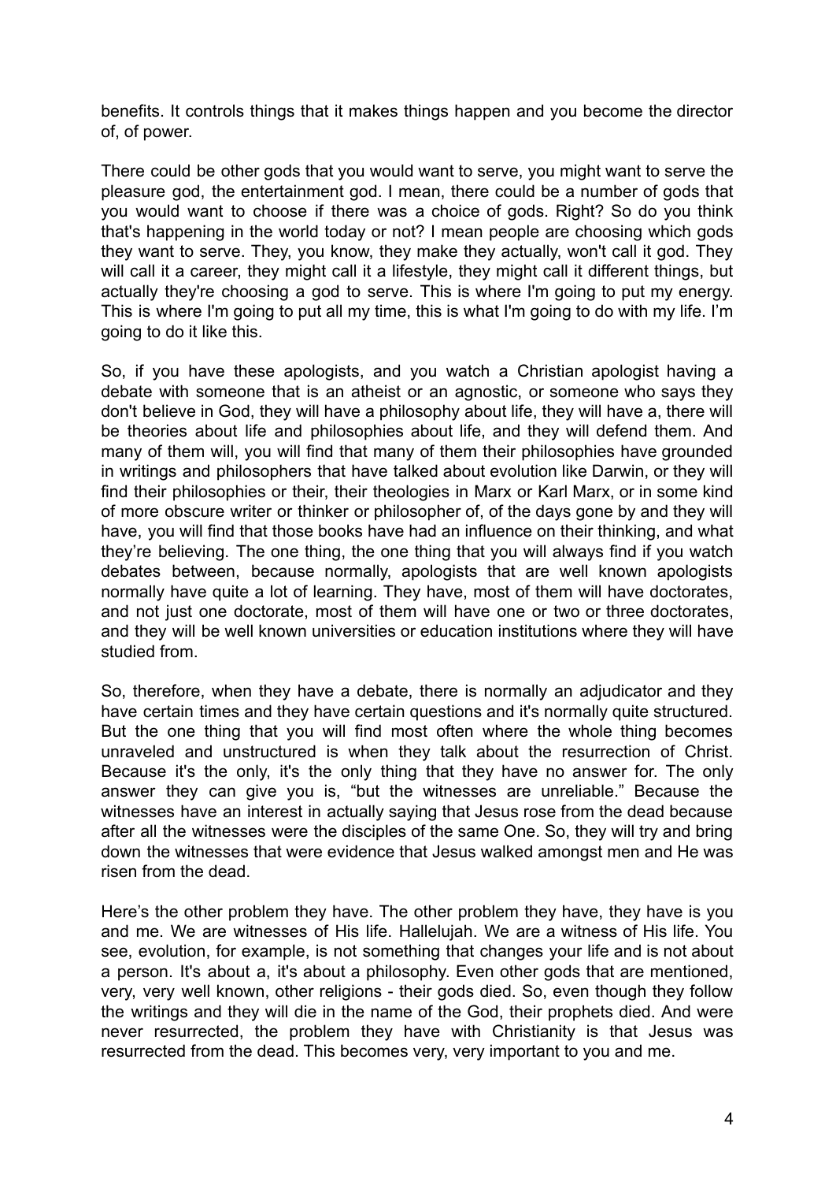benefits. It controls things that it makes things happen and you become the director of, of power.

There could be other gods that you would want to serve, you might want to serve the pleasure god, the entertainment god. I mean, there could be a number of gods that you would want to choose if there was a choice of gods. Right? So do you think that's happening in the world today or not? I mean people are choosing which gods they want to serve. They, you know, they make they actually, won't call it god. They will call it a career, they might call it a lifestyle, they might call it different things, but actually they're choosing a god to serve. This is where I'm going to put my energy. This is where I'm going to put all my time, this is what I'm going to do with my life. I'm going to do it like this.

So, if you have these apologists, and you watch a Christian apologist having a debate with someone that is an atheist or an agnostic, or someone who says they don't believe in God, they will have a philosophy about life, they will have a, there will be theories about life and philosophies about life, and they will defend them. And many of them will, you will find that many of them their philosophies have grounded in writings and philosophers that have talked about evolution like Darwin, or they will find their philosophies or their, their theologies in Marx or Karl Marx, or in some kind of more obscure writer or thinker or philosopher of, of the days gone by and they will have, you will find that those books have had an influence on their thinking, and what they're believing. The one thing, the one thing that you will always find if you watch debates between, because normally, apologists that are well known apologists normally have quite a lot of learning. They have, most of them will have doctorates, and not just one doctorate, most of them will have one or two or three doctorates, and they will be well known universities or education institutions where they will have studied from.

So, therefore, when they have a debate, there is normally an adjudicator and they have certain times and they have certain questions and it's normally quite structured. But the one thing that you will find most often where the whole thing becomes unraveled and unstructured is when they talk about the resurrection of Christ. Because it's the only, it's the only thing that they have no answer for. The only answer they can give you is, "but the witnesses are unreliable." Because the witnesses have an interest in actually saying that Jesus rose from the dead because after all the witnesses were the disciples of the same One. So, they will try and bring down the witnesses that were evidence that Jesus walked amongst men and He was risen from the dead.

Here's the other problem they have. The other problem they have, they have is you and me. We are witnesses of His life. Hallelujah. We are a witness of His life. You see, evolution, for example, is not something that changes your life and is not about a person. It's about a, it's about a philosophy. Even other gods that are mentioned, very, very well known, other religions - their gods died. So, even though they follow the writings and they will die in the name of the God, their prophets died. And were never resurrected, the problem they have with Christianity is that Jesus was resurrected from the dead. This becomes very, very important to you and me.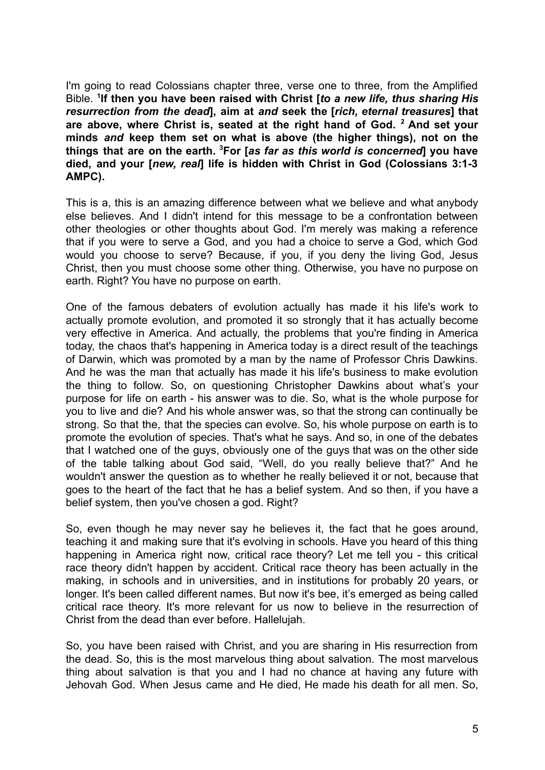I'm going to read Colossians chapter three, verse one to three, from the Amplified Bible. [1]**If then you have been raised with Christ [*to a new life, thus sharing His resurrection from the dead*], aim at *and* seek the [*rich, eternal treasures*] that are above, where Christ is, seated at the right hand of God. [2] And set your minds *and* keep them set on what is above (the higher things), not on the things that are on the earth. [3]For [*as far as this world is concerned*] you have died, and your [*new, real*] life is hidden with Christ in God (Colossians 3:1-3 AMPC).**

This is a, this is an amazing difference between what we believe and what anybody else believes. And I didn't intend for this message to be a confrontation between other theologies or other thoughts about God. I'm merely was making a reference that if you were to serve a God, and you had a choice to serve a God, which God would you choose to serve? Because, if you, if you deny the living God, Jesus Christ, then you must choose some other thing. Otherwise, you have no purpose on earth. Right? You have no purpose on earth.

One of the famous debaters of evolution actually has made it his life's work to actually promote evolution, and promoted it so strongly that it has actually become very effective in America. And actually, the problems that you're finding in America today, the chaos that's happening in America today is a direct result of the teachings of Darwin, which was promoted by a man by the name of Professor Chris Dawkins. And he was the man that actually has made it his life's business to make evolution the thing to follow. So, on questioning Christopher Dawkins about what's your purpose for life on earth - his answer was to die. So, what is the whole purpose for you to live and die? And his whole answer was, so that the strong can continually be strong. So that the, that the species can evolve. So, his whole purpose on earth is to promote the evolution of species. That's what he says. And so, in one of the debates that I watched one of the guys, obviously one of the guys that was on the other side of the table talking about God said, "Well, do you really believe that?" And he wouldn't answer the question as to whether he really believed it or not, because that goes to the heart of the fact that he has a belief system. And so then, if you have a belief system, then you've chosen a god. Right?

So, even though he may never say he believes it, the fact that he goes around, teaching it and making sure that it's evolving in schools. Have you heard of this thing happening in America right now, critical race theory? Let me tell you - this critical race theory didn't happen by accident. Critical race theory has been actually in the making, in schools and in universities, and in institutions for probably 20 years, or longer. It's been called different names. But now it's bee, it's emerged as being called critical race theory. It's more relevant for us now to believe in the resurrection of Christ from the dead than ever before. Hallelujah.

So, you have been raised with Christ, and you are sharing in His resurrection from the dead. So, this is the most marvelous thing about salvation. The most marvelous thing about salvation is that you and I had no chance at having any future with Jehovah God. When Jesus came and He died, He made his death for all men. So,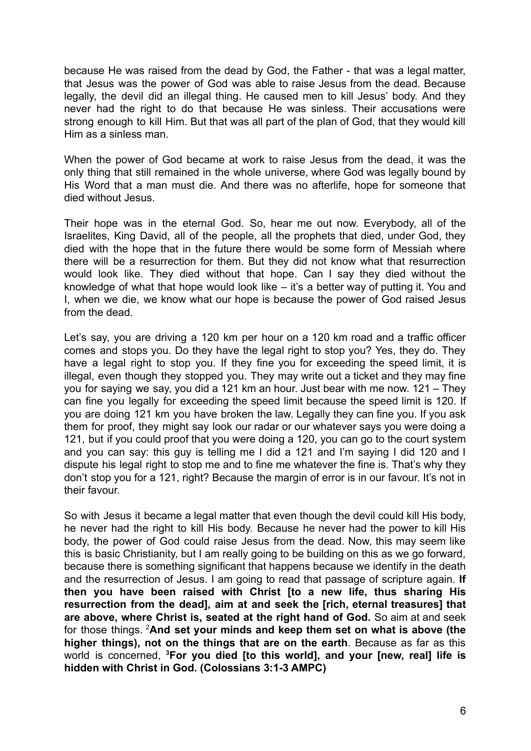because He was raised from the dead by God, the Father - that was a legal matter, that Jesus was the power of God was able to raise Jesus from the dead. Because legally, the devil did an illegal thing. He caused men to kill Jesus' body. And they never had the right to do that because He was sinless. Their accusations were strong enough to kill Him. But that was all part of the plan of God, that they would kill Him as a sinless man.

When the power of God became at work to raise Jesus from the dead, it was the only thing that still remained in the whole universe, where God was legally bound by His Word that a man must die. And there was no afterlife, hope for someone that died without Jesus.

Their hope was in the eternal God. So, hear me out now. Everybody, all of the Israelites, King David, all of the people, all the prophets that died, under God, they died with the hope that in the future there would be some form of Messiah where there will be a resurrection for them. But they did not know what that resurrection would look like. They died without that hope. Can I say they died without the knowledge of what that hope would look like – it's a better way of putting it. You and I, when we die, we know what our hope is because the power of God raised Jesus from the dead.

Let's say, you are driving a 120 km per hour on a 120 km road and a traffic officer comes and stops you. Do they have the legal right to stop you? Yes, they do. They have a legal right to stop you. If they fine you for exceeding the speed limit, it is illegal, even though they stopped you. They may write out a ticket and they may fine you for saying we say, you did a 121 km an hour. Just bear with me now. 121 – They can fine you legally for exceeding the speed limit because the speed limit is 120. If you are doing 121 km you have broken the law. Legally they can fine you. If you ask them for proof, they might say look our radar or our whatever says you were doing a 121, but if you could proof that you were doing a 120, you can go to the court system and you can say: this guy is telling me I did a 121 and I'm saying I did 120 and I dispute his legal right to stop me and to fine me whatever the fine is. That's why they don't stop you for a 121, right? Because the margin of error is in our favour. It's not in their favour.

So with Jesus it became a legal matter that even though the devil could kill His body, he never had the right to kill His body. Because he never had the power to kill His body, the power of God could raise Jesus from the dead. Now, this may seem like this is basic Christianity, but I am really going to be building on this as we go forward, because there is something significant that happens because we identify in the death and the resurrection of Jesus. I am going to read that passage of scripture again. **If then you have been raised with Christ [to a new life, thus sharing His resurrection from the dead], aim at and seek the [rich, eternal treasures] that are above, where Christ is, seated at the right hand of God.** So aim at and seek for those things. [2]**And set your minds and keep them set on what is above (the higher things), not on the things that are on the earth**. Because as far as this world is concerned, [3]**For you died [to this world], and your [new, real] life is hidden with Christ in God. (Colossians 3:1-3 AMPC)**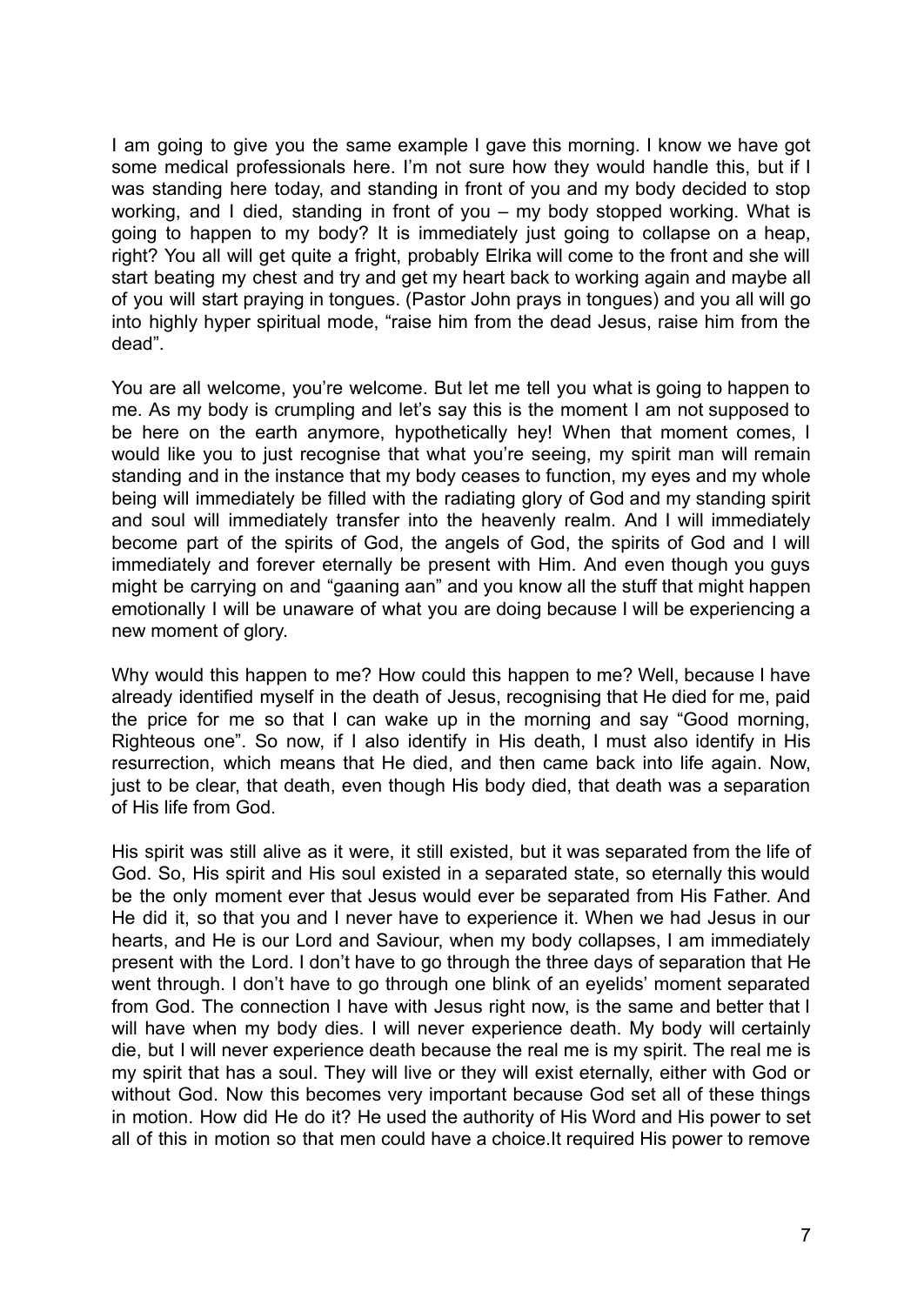I am going to give you the same example I gave this morning. I know we have got some medical professionals here. I'm not sure how they would handle this, but if I was standing here today, and standing in front of you and my body decided to stop working, and I died, standing in front of you – my body stopped working. What is going to happen to my body? It is immediately just going to collapse on a heap, right? You all will get quite a fright, probably Elrika will come to the front and she will start beating my chest and try and get my heart back to working again and maybe all of you will start praying in tongues. (Pastor John prays in tongues) and you all will go into highly hyper spiritual mode, "raise him from the dead Jesus, raise him from the dead".

You are all welcome, you're welcome. But let me tell you what is going to happen to me. As my body is crumpling and let's say this is the moment I am not supposed to be here on the earth anymore, hypothetically hey! When that moment comes, I would like you to just recognise that what you're seeing, my spirit man will remain standing and in the instance that my body ceases to function, my eyes and my whole being will immediately be filled with the radiating glory of God and my standing spirit and soul will immediately transfer into the heavenly realm. And I will immediately become part of the spirits of God, the angels of God, the spirits of God and I will immediately and forever eternally be present with Him. And even though you guys might be carrying on and "gaaning aan" and you know all the stuff that might happen emotionally I will be unaware of what you are doing because I will be experiencing a new moment of glory.

Why would this happen to me? How could this happen to me? Well, because I have already identified myself in the death of Jesus, recognising that He died for me, paid the price for me so that I can wake up in the morning and say "Good morning, Righteous one". So now, if I also identify in His death, I must also identify in His resurrection, which means that He died, and then came back into life again. Now, just to be clear, that death, even though His body died, that death was a separation of His life from God.

His spirit was still alive as it were, it still existed, but it was separated from the life of God. So, His spirit and His soul existed in a separated state, so eternally this would be the only moment ever that Jesus would ever be separated from His Father. And He did it, so that you and I never have to experience it. When we had Jesus in our hearts, and He is our Lord and Saviour, when my body collapses, I am immediately present with the Lord. I don't have to go through the three days of separation that He went through. I don't have to go through one blink of an eyelids' moment separated from God. The connection I have with Jesus right now, is the same and better that I will have when my body dies. I will never experience death. My body will certainly die, but I will never experience death because the real me is my spirit. The real me is my spirit that has a soul. They will live or they will exist eternally, either with God or without God. Now this becomes very important because God set all of these things in motion. How did He do it? He used the authority of His Word and His power to set all of this in motion so that men could have a choice.It required His power to remove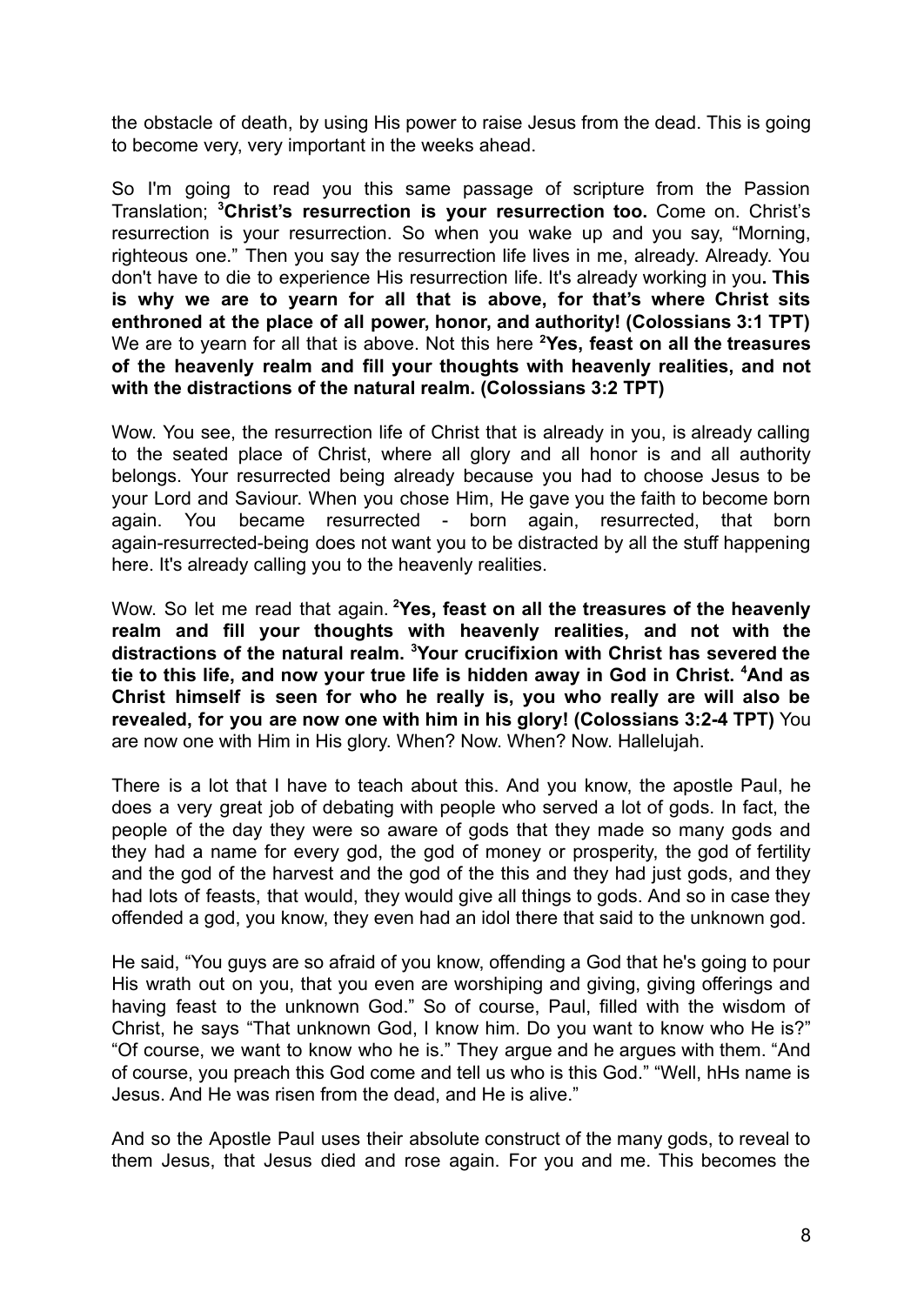the obstacle of death, by using His power to raise Jesus from the dead. This is going to become very, very important in the weeks ahead.

So I'm going to read you this same passage of scripture from the Passion Translation; [3]**Christ's resurrection is your resurrection too.** Come on. Christ's resurrection is your resurrection. So when you wake up and you say, "Morning, righteous one." Then you say the resurrection life lives in me, already. Already. You don't have to die to experience His resurrection life. It's already working in you**. This is why we are to yearn for all that is above, for that's where Christ sits enthroned at the place of all power, honor, and authority! (Colossians 3:1 TPT)** We are to yearn for all that is above. Not this here [2]**Yes, feast on all the treasures of the heavenly realm and fill your thoughts with heavenly realities, and not with the distractions of the natural realm. (Colossians 3:2 TPT)**

Wow. You see, the resurrection life of Christ that is already in you, is already calling to the seated place of Christ, where all glory and all honor is and all authority belongs. Your resurrected being already because you had to choose Jesus to be your Lord and Saviour. When you chose Him, He gave you the faith to become born again. You became resurrected - born again, resurrected, that born again-resurrected-being does not want you to be distracted by all the stuff happening here. It's already calling you to the heavenly realities.

Wow. So let me read that again. [2]**Yes, feast on all the treasures of the heavenly realm and fill your thoughts with heavenly realities, and not with the distractions of the natural realm. [3]Your crucifixion with Christ has severed the tie to this life, and now your true life is hidden away in God in Christ. [4]And as Christ himself is seen for who he really is, you who really are will also be revealed, for you are now one with him in his glory! (Colossians 3:2-4 TPT)** You are now one with Him in His glory. When? Now. When? Now. Hallelujah.

There is a lot that I have to teach about this. And you know, the apostle Paul, he does a very great job of debating with people who served a lot of gods. In fact, the people of the day they were so aware of gods that they made so many gods and they had a name for every god, the god of money or prosperity, the god of fertility and the god of the harvest and the god of the this and they had just gods, and they had lots of feasts, that would, they would give all things to gods. And so in case they offended a god, you know, they even had an idol there that said to the unknown god.

He said, "You guys are so afraid of you know, offending a God that he's going to pour His wrath out on you, that you even are worshiping and giving, giving offerings and having feast to the unknown God." So of course, Paul, filled with the wisdom of Christ, he says "That unknown God, I know him. Do you want to know who He is?" "Of course, we want to know who he is." They argue and he argues with them. "And of course, you preach this God come and tell us who is this God." "Well, hHs name is Jesus. And He was risen from the dead, and He is alive."

And so the Apostle Paul uses their absolute construct of the many gods, to reveal to them Jesus, that Jesus died and rose again. For you and me. This becomes the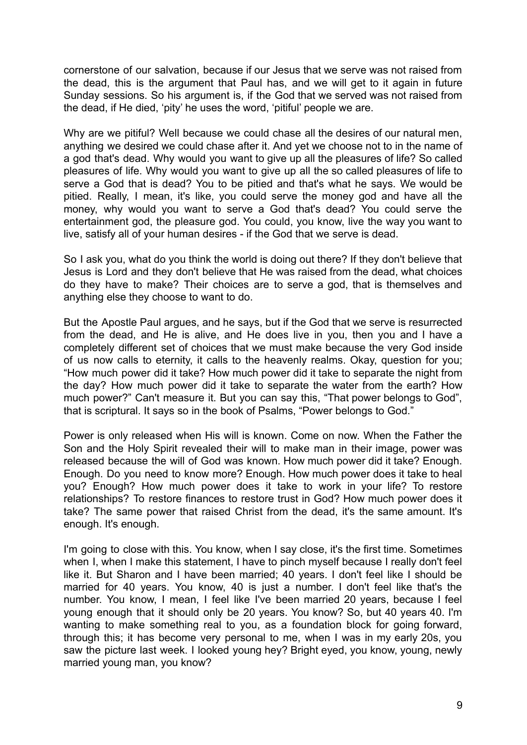cornerstone of our salvation, because if our Jesus that we serve was not raised from the dead, this is the argument that Paul has, and we will get to it again in future Sunday sessions. So his argument is, if the God that we served was not raised from the dead, if He died, 'pity' he uses the word, 'pitiful' people we are.

Why are we pitiful? Well because we could chase all the desires of our natural men, anything we desired we could chase after it. And yet we choose not to in the name of a god that's dead. Why would you want to give up all the pleasures of life? So called pleasures of life. Why would you want to give up all the so called pleasures of life to serve a God that is dead? You to be pitied and that's what he says. We would be pitied. Really, I mean, it's like, you could serve the money god and have all the money, why would you want to serve a God that's dead? You could serve the entertainment god, the pleasure god. You could, you know, live the way you want to live, satisfy all of your human desires - if the God that we serve is dead.

So I ask you, what do you think the world is doing out there? If they don't believe that Jesus is Lord and they don't believe that He was raised from the dead, what choices do they have to make? Their choices are to serve a god, that is themselves and anything else they choose to want to do.

But the Apostle Paul argues, and he says, but if the God that we serve is resurrected from the dead, and He is alive, and He does live in you, then you and I have a completely different set of choices that we must make because the very God inside of us now calls to eternity, it calls to the heavenly realms. Okay, question for you; "How much power did it take? How much power did it take to separate the night from the day? How much power did it take to separate the water from the earth? How much power?" Can't measure it. But you can say this, "That power belongs to God", that is scriptural. It says so in the book of Psalms, "Power belongs to God."

Power is only released when His will is known. Come on now. When the Father the Son and the Holy Spirit revealed their will to make man in their image, power was released because the will of God was known. How much power did it take? Enough. Enough. Do you need to know more? Enough. How much power does it take to heal you? Enough? How much power does it take to work in your life? To restore relationships? To restore finances to restore trust in God? How much power does it take? The same power that raised Christ from the dead, it's the same amount. It's enough. It's enough.

I'm going to close with this. You know, when I say close, it's the first time. Sometimes when I, when I make this statement, I have to pinch myself because I really don't feel like it. But Sharon and I have been married; 40 years. I don't feel like I should be married for 40 years. You know, 40 is just a number. I don't feel like that's the number. You know, I mean, I feel like I've been married 20 years, because I feel young enough that it should only be 20 years. You know? So, but 40 years 40. I'm wanting to make something real to you, as a foundation block for going forward, through this; it has become very personal to me, when I was in my early 20s, you saw the picture last week. I looked young hey? Bright eyed, you know, young, newly married young man, you know?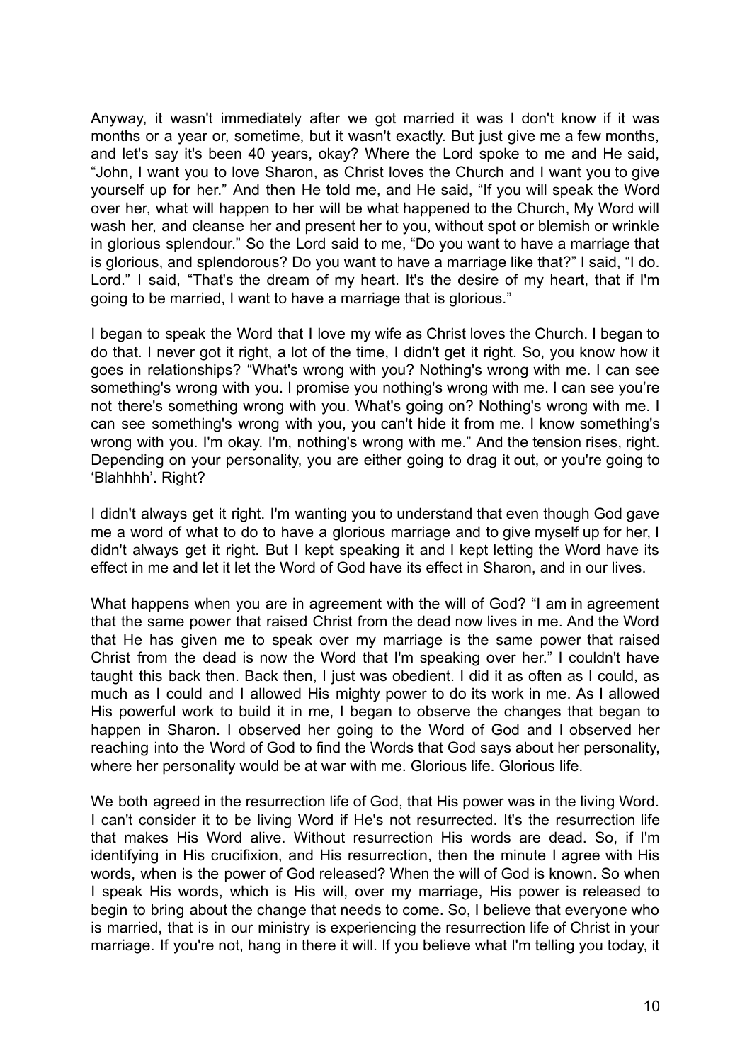Anyway, it wasn't immediately after we got married it was I don't know if it was months or a year or, sometime, but it wasn't exactly. But just give me a few months, and let's say it's been 40 years, okay? Where the Lord spoke to me and He said, "John, I want you to love Sharon, as Christ loves the Church and I want you to give yourself up for her." And then He told me, and He said, "If you will speak the Word over her, what will happen to her will be what happened to the Church, My Word will wash her, and cleanse her and present her to you, without spot or blemish or wrinkle in glorious splendour." So the Lord said to me, "Do you want to have a marriage that is glorious, and splendorous? Do you want to have a marriage like that?" I said, "I do. Lord." I said, "That's the dream of my heart. It's the desire of my heart, that if I'm going to be married, I want to have a marriage that is glorious."

I began to speak the Word that I love my wife as Christ loves the Church. I began to do that. I never got it right, a lot of the time, I didn't get it right. So, you know how it goes in relationships? "What's wrong with you? Nothing's wrong with me. I can see something's wrong with you. I promise you nothing's wrong with me. I can see you're not there's something wrong with you. What's going on? Nothing's wrong with me. I can see something's wrong with you, you can't hide it from me. I know something's wrong with you. I'm okay. I'm, nothing's wrong with me." And the tension rises, right. Depending on your personality, you are either going to drag it out, or you're going to 'Blahhhh'. Right?

I didn't always get it right. I'm wanting you to understand that even though God gave me a word of what to do to have a glorious marriage and to give myself up for her, I didn't always get it right. But I kept speaking it and I kept letting the Word have its effect in me and let it let the Word of God have its effect in Sharon, and in our lives.

What happens when you are in agreement with the will of God? "I am in agreement that the same power that raised Christ from the dead now lives in me. And the Word that He has given me to speak over my marriage is the same power that raised Christ from the dead is now the Word that I'm speaking over her." I couldn't have taught this back then. Back then, I just was obedient. I did it as often as I could, as much as I could and I allowed His mighty power to do its work in me. As I allowed His powerful work to build it in me, I began to observe the changes that began to happen in Sharon. I observed her going to the Word of God and I observed her reaching into the Word of God to find the Words that God says about her personality, where her personality would be at war with me. Glorious life. Glorious life.

We both agreed in the resurrection life of God, that His power was in the living Word. I can't consider it to be living Word if He's not resurrected. It's the resurrection life that makes His Word alive. Without resurrection His words are dead. So, if I'm identifying in His crucifixion, and His resurrection, then the minute I agree with His words, when is the power of God released? When the will of God is known. So when I speak His words, which is His will, over my marriage, His power is released to begin to bring about the change that needs to come. So, I believe that everyone who is married, that is in our ministry is experiencing the resurrection life of Christ in your marriage. If you're not, hang in there it will. If you believe what I'm telling you today, it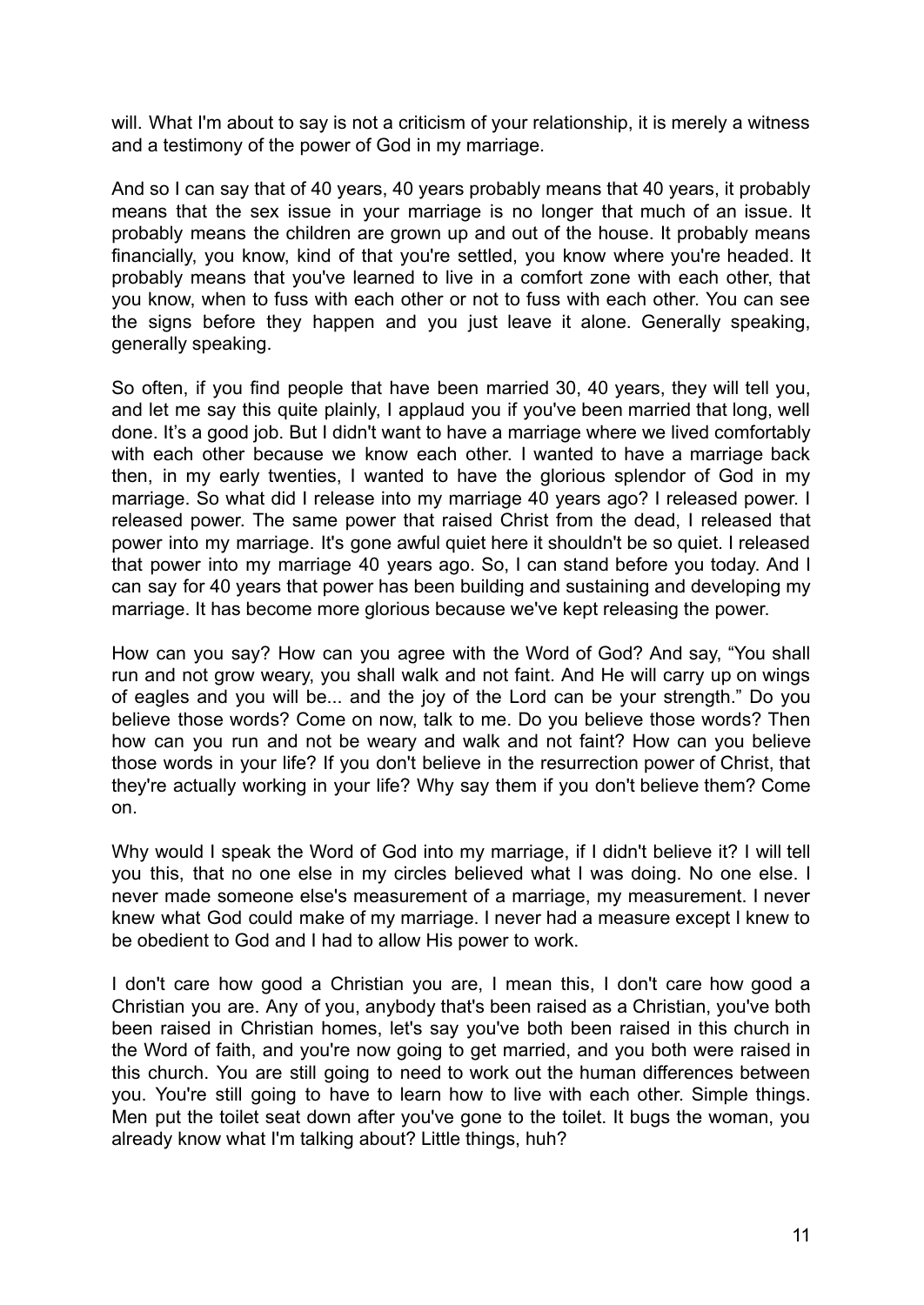will. What I'm about to say is not a criticism of your relationship, it is merely a witness and a testimony of the power of God in my marriage.

And so I can say that of 40 years, 40 years probably means that 40 years, it probably means that the sex issue in your marriage is no longer that much of an issue. It probably means the children are grown up and out of the house. It probably means financially, you know, kind of that you're settled, you know where you're headed. It probably means that you've learned to live in a comfort zone with each other, that you know, when to fuss with each other or not to fuss with each other. You can see the signs before they happen and you just leave it alone. Generally speaking, generally speaking.

So often, if you find people that have been married 30, 40 years, they will tell you, and let me say this quite plainly, I applaud you if you've been married that long, well done. It's a good job. But I didn't want to have a marriage where we lived comfortably with each other because we know each other. I wanted to have a marriage back then, in my early twenties, I wanted to have the glorious splendor of God in my marriage. So what did I release into my marriage 40 years ago? I released power. I released power. The same power that raised Christ from the dead, I released that power into my marriage. It's gone awful quiet here it shouldn't be so quiet. I released that power into my marriage 40 years ago. So, I can stand before you today. And I can say for 40 years that power has been building and sustaining and developing my marriage. It has become more glorious because we've kept releasing the power.

How can you say? How can you agree with the Word of God? And say, "You shall run and not grow weary, you shall walk and not faint. And He will carry up on wings of eagles and you will be... and the joy of the Lord can be your strength." Do you believe those words? Come on now, talk to me. Do you believe those words? Then how can you run and not be weary and walk and not faint? How can you believe those words in your life? If you don't believe in the resurrection power of Christ, that they're actually working in your life? Why say them if you don't believe them? Come on.

Why would I speak the Word of God into my marriage, if I didn't believe it? I will tell you this, that no one else in my circles believed what I was doing. No one else. I never made someone else's measurement of a marriage, my measurement. I never knew what God could make of my marriage. I never had a measure except I knew to be obedient to God and I had to allow His power to work.

I don't care how good a Christian you are, I mean this, I don't care how good a Christian you are. Any of you, anybody that's been raised as a Christian, you've both been raised in Christian homes, let's say you've both been raised in this church in the Word of faith, and you're now going to get married, and you both were raised in this church. You are still going to need to work out the human differences between you. You're still going to have to learn how to live with each other. Simple things. Men put the toilet seat down after you've gone to the toilet. It bugs the woman, you already know what I'm talking about? Little things, huh?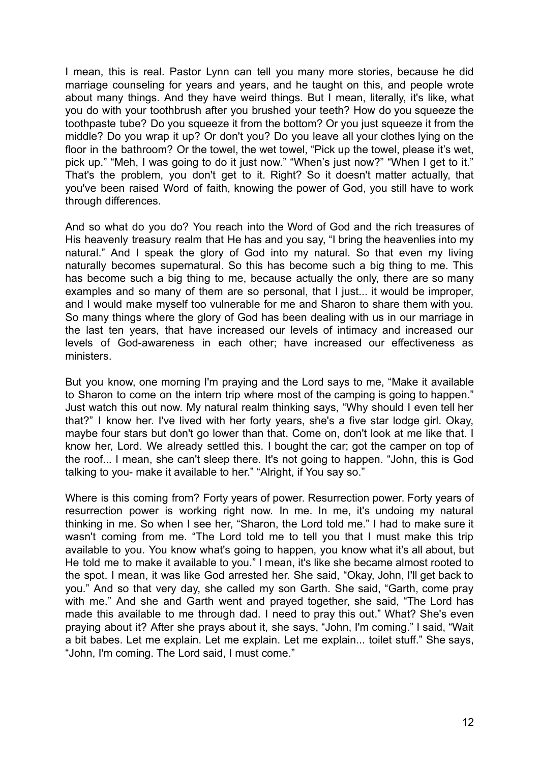I mean, this is real. Pastor Lynn can tell you many more stories, because he did marriage counseling for years and years, and he taught on this, and people wrote about many things. And they have weird things. But I mean, literally, it's like, what you do with your toothbrush after you brushed your teeth? How do you squeeze the toothpaste tube? Do you squeeze it from the bottom? Or you just squeeze it from the middle? Do you wrap it up? Or don't you? Do you leave all your clothes lying on the floor in the bathroom? Or the towel, the wet towel, "Pick up the towel, please it's wet, pick up." "Meh, I was going to do it just now." "When's just now?" "When I get to it." That's the problem, you don't get to it. Right? So it doesn't matter actually, that you've been raised Word of faith, knowing the power of God, you still have to work through differences.

And so what do you do? You reach into the Word of God and the rich treasures of His heavenly treasury realm that He has and you say, "I bring the heavenlies into my natural." And I speak the glory of God into my natural. So that even my living naturally becomes supernatural. So this has become such a big thing to me. This has become such a big thing to me, because actually the only, there are so many examples and so many of them are so personal, that I just... it would be improper, and I would make myself too vulnerable for me and Sharon to share them with you. So many things where the glory of God has been dealing with us in our marriage in the last ten years, that have increased our levels of intimacy and increased our levels of God-awareness in each other; have increased our effectiveness as ministers.

But you know, one morning I'm praying and the Lord says to me, "Make it available to Sharon to come on the intern trip where most of the camping is going to happen." Just watch this out now. My natural realm thinking says, "Why should I even tell her that?" I know her. I've lived with her forty years, she's a five star lodge girl. Okay, maybe four stars but don't go lower than that. Come on, don't look at me like that. I know her, Lord. We already settled this. I bought the car; got the camper on top of the roof... I mean, she can't sleep there. It's not going to happen. "John, this is God talking to you- make it available to her." "Alright, if You say so."

Where is this coming from? Forty years of power. Resurrection power. Forty years of resurrection power is working right now. In me. In me, it's undoing my natural thinking in me. So when I see her, "Sharon, the Lord told me." I had to make sure it wasn't coming from me. "The Lord told me to tell you that I must make this trip available to you. You know what's going to happen, you know what it's all about, but He told me to make it available to you." I mean, it's like she became almost rooted to the spot. I mean, it was like God arrested her. She said, "Okay, John, I'll get back to you." And so that very day, she called my son Garth. She said, "Garth, come pray with me." And she and Garth went and prayed together, she said, "The Lord has made this available to me through dad. I need to pray this out." What? She's even praying about it? After she prays about it, she says, "John, I'm coming." I said, "Wait a bit babes. Let me explain. Let me explain. Let me explain... toilet stuff." She says, "John, I'm coming. The Lord said, I must come."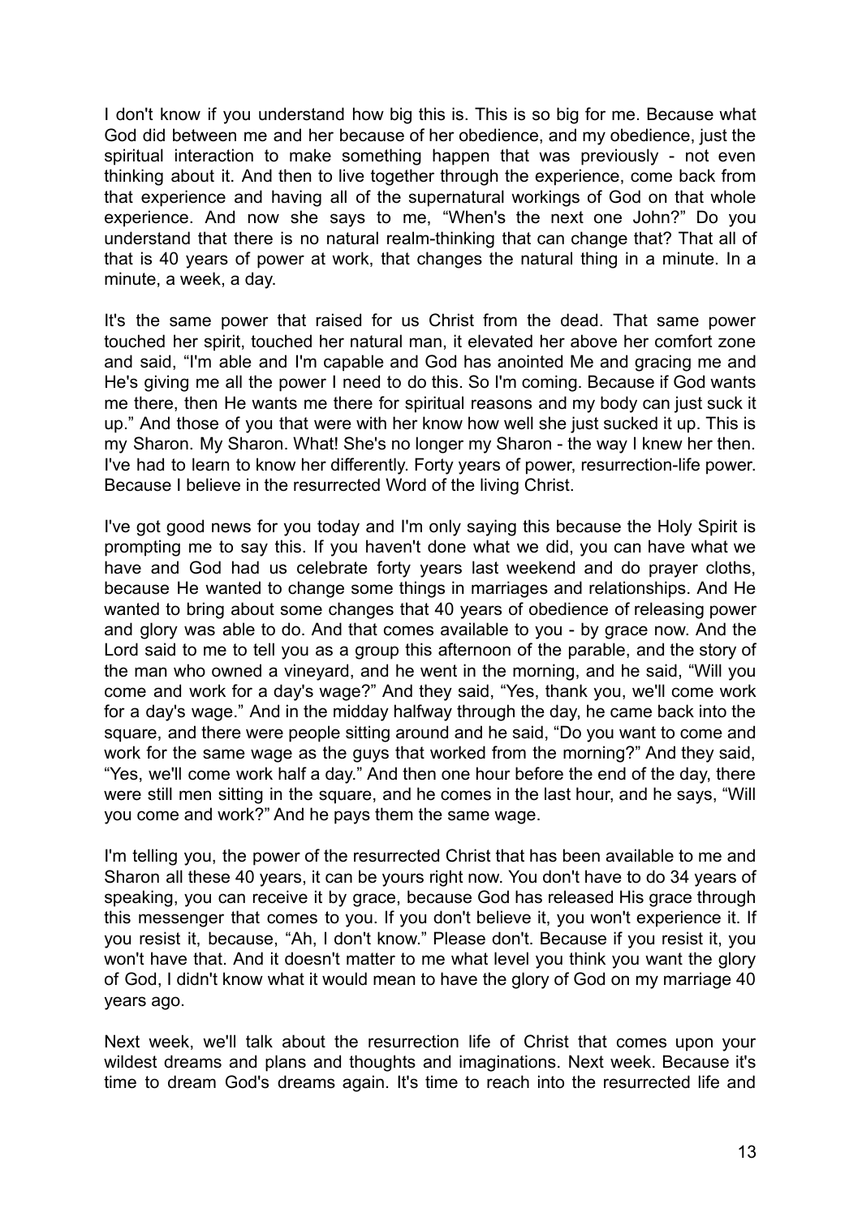I don't know if you understand how big this is. This is so big for me. Because what God did between me and her because of her obedience, and my obedience, just the spiritual interaction to make something happen that was previously - not even thinking about it. And then to live together through the experience, come back from that experience and having all of the supernatural workings of God on that whole experience. And now she says to me, "When's the next one John?" Do you understand that there is no natural realm-thinking that can change that? That all of that is 40 years of power at work, that changes the natural thing in a minute. In a minute, a week, a day.

It's the same power that raised for us Christ from the dead. That same power touched her spirit, touched her natural man, it elevated her above her comfort zone and said, "I'm able and I'm capable and God has anointed Me and gracing me and He's giving me all the power I need to do this. So I'm coming. Because if God wants me there, then He wants me there for spiritual reasons and my body can just suck it up." And those of you that were with her know how well she just sucked it up. This is my Sharon. My Sharon. What! She's no longer my Sharon - the way I knew her then. I've had to learn to know her differently. Forty years of power, resurrection-life power. Because I believe in the resurrected Word of the living Christ.

I've got good news for you today and I'm only saying this because the Holy Spirit is prompting me to say this. If you haven't done what we did, you can have what we have and God had us celebrate forty years last weekend and do prayer cloths, because He wanted to change some things in marriages and relationships. And He wanted to bring about some changes that 40 years of obedience of releasing power and glory was able to do. And that comes available to you - by grace now. And the Lord said to me to tell you as a group this afternoon of the parable, and the story of the man who owned a vineyard, and he went in the morning, and he said, "Will you come and work for a day's wage?" And they said, "Yes, thank you, we'll come work for a day's wage." And in the midday halfway through the day, he came back into the square, and there were people sitting around and he said, "Do you want to come and work for the same wage as the guys that worked from the morning?" And they said, "Yes, we'll come work half a day." And then one hour before the end of the day, there were still men sitting in the square, and he comes in the last hour, and he says, "Will you come and work?" And he pays them the same wage.

I'm telling you, the power of the resurrected Christ that has been available to me and Sharon all these 40 years, it can be yours right now. You don't have to do 34 years of speaking, you can receive it by grace, because God has released His grace through this messenger that comes to you. If you don't believe it, you won't experience it. If you resist it, because, "Ah, I don't know." Please don't. Because if you resist it, you won't have that. And it doesn't matter to me what level you think you want the glory of God, I didn't know what it would mean to have the glory of God on my marriage 40 years ago.

Next week, we'll talk about the resurrection life of Christ that comes upon your wildest dreams and plans and thoughts and imaginations. Next week. Because it's time to dream God's dreams again. It's time to reach into the resurrected life and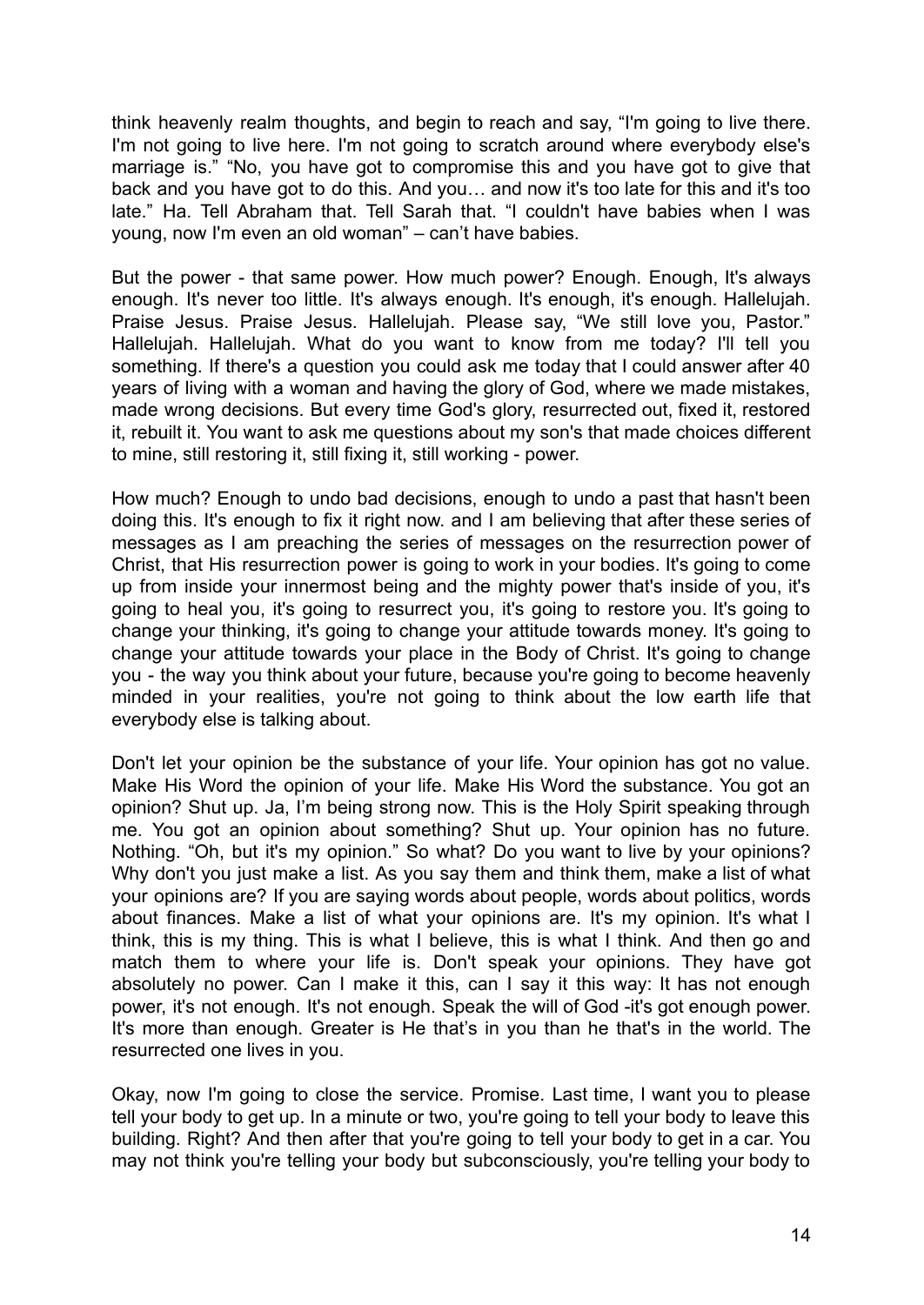think heavenly realm thoughts, and begin to reach and say, "I'm going to live there. I'm not going to live here. I'm not going to scratch around where everybody else's marriage is." "No, you have got to compromise this and you have got to give that back and you have got to do this. And you… and now it's too late for this and it's too late." Ha. Tell Abraham that. Tell Sarah that. "I couldn't have babies when I was young, now I'm even an old woman" – can't have babies.

But the power - that same power. How much power? Enough. Enough, It's always enough. It's never too little. It's always enough. It's enough, it's enough. Hallelujah. Praise Jesus. Praise Jesus. Hallelujah. Please say, "We still love you, Pastor." Hallelujah. Hallelujah. What do you want to know from me today? I'll tell you something. If there's a question you could ask me today that I could answer after 40 years of living with a woman and having the glory of God, where we made mistakes, made wrong decisions. But every time God's glory, resurrected out, fixed it, restored it, rebuilt it. You want to ask me questions about my son's that made choices different to mine, still restoring it, still fixing it, still working - power.

How much? Enough to undo bad decisions, enough to undo a past that hasn't been doing this. It's enough to fix it right now. and I am believing that after these series of messages as I am preaching the series of messages on the resurrection power of Christ, that His resurrection power is going to work in your bodies. It's going to come up from inside your innermost being and the mighty power that's inside of you, it's going to heal you, it's going to resurrect you, it's going to restore you. It's going to change your thinking, it's going to change your attitude towards money. It's going to change your attitude towards your place in the Body of Christ. It's going to change you - the way you think about your future, because you're going to become heavenly minded in your realities, you're not going to think about the low earth life that everybody else is talking about.

Don't let your opinion be the substance of your life. Your opinion has got no value. Make His Word the opinion of your life. Make His Word the substance. You got an opinion? Shut up. Ja, I'm being strong now. This is the Holy Spirit speaking through me. You got an opinion about something? Shut up. Your opinion has no future. Nothing. "Oh, but it's my opinion." So what? Do you want to live by your opinions? Why don't you just make a list. As you say them and think them, make a list of what your opinions are? If you are saying words about people, words about politics, words about finances. Make a list of what your opinions are. It's my opinion. It's what I think, this is my thing. This is what I believe, this is what I think. And then go and match them to where your life is. Don't speak your opinions. They have got absolutely no power. Can I make it this, can I say it this way: It has not enough power, it's not enough. It's not enough. Speak the will of God -it's got enough power. It's more than enough. Greater is He that's in you than he that's in the world. The resurrected one lives in you.

Okay, now I'm going to close the service. Promise. Last time, I want you to please tell your body to get up. In a minute or two, you're going to tell your body to leave this building. Right? And then after that you're going to tell your body to get in a car. You may not think you're telling your body but subconsciously, you're telling your body to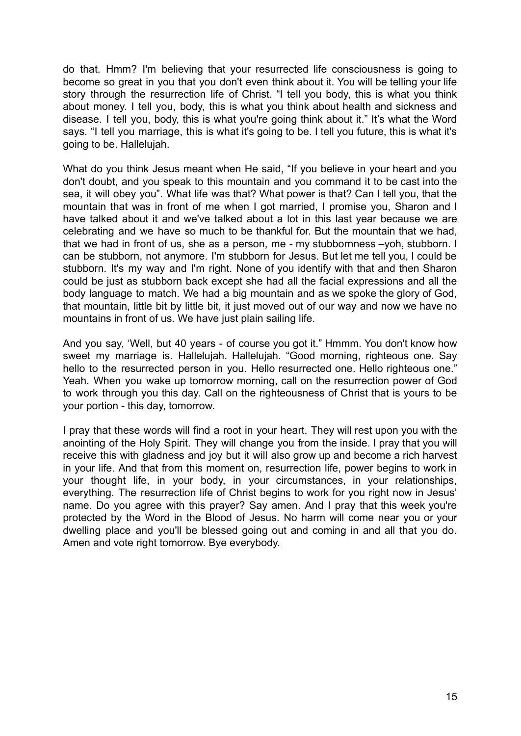do that. Hmm? I'm believing that your resurrected life consciousness is going to become so great in you that you don't even think about it. You will be telling your life story through the resurrection life of Christ. "I tell you body, this is what you think about money. I tell you, body, this is what you think about health and sickness and disease. I tell you, body, this is what you're going think about it." It's what the Word says. "I tell you marriage, this is what it's going to be. I tell you future, this is what it's going to be. Hallelujah.

What do you think Jesus meant when He said, "If you believe in your heart and you don't doubt, and you speak to this mountain and you command it to be cast into the sea, it will obey you". What life was that? What power is that? Can I tell you, that the mountain that was in front of me when I got married, I promise you, Sharon and I have talked about it and we've talked about a lot in this last year because we are celebrating and we have so much to be thankful for. But the mountain that we had, that we had in front of us, she as a person, me - my stubbornness –yoh, stubborn. I can be stubborn, not anymore. I'm stubborn for Jesus. But let me tell you, I could be stubborn. It's my way and I'm right. None of you identify with that and then Sharon could be just as stubborn back except she had all the facial expressions and all the body language to match. We had a big mountain and as we spoke the glory of God, that mountain, little bit by little bit, it just moved out of our way and now we have no mountains in front of us. We have just plain sailing life.

And you say, 'Well, but 40 years - of course you got it." Hmmm. You don't know how sweet my marriage is. Hallelujah. Hallelujah. "Good morning, righteous one. Say hello to the resurrected person in you. Hello resurrected one. Hello righteous one." Yeah. When you wake up tomorrow morning, call on the resurrection power of God to work through you this day. Call on the righteousness of Christ that is yours to be your portion - this day, tomorrow.

I pray that these words will find a root in your heart. They will rest upon you with the anointing of the Holy Spirit. They will change you from the inside. I pray that you will receive this with gladness and joy but it will also grow up and become a rich harvest in your life. And that from this moment on, resurrection life, power begins to work in your thought life, in your body, in your circumstances, in your relationships, everything. The resurrection life of Christ begins to work for you right now in Jesus' name. Do you agree with this prayer? Say amen. And I pray that this week you're protected by the Word in the Blood of Jesus. No harm will come near you or your dwelling place and you'll be blessed going out and coming in and all that you do. Amen and vote right tomorrow. Bye everybody.